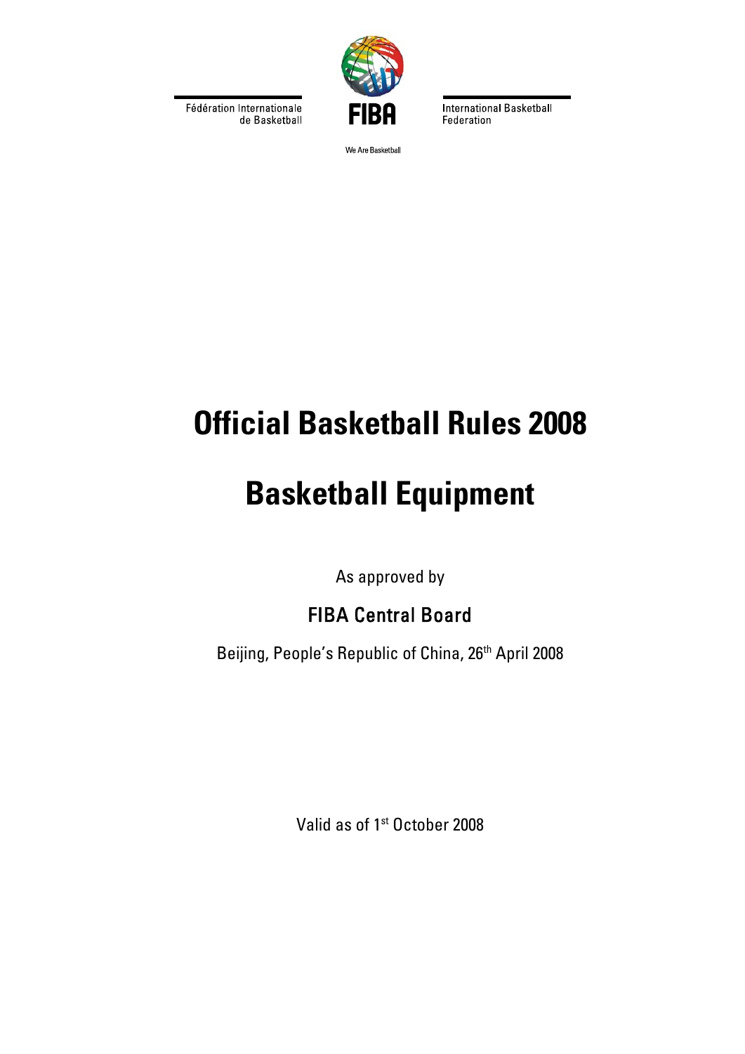Fédération Internationale de Basketball

FIBA

International Basketball Federation

We Are Basketball

# Official Basketball Rules 2008

# Basketball Equipment

As approved by

## FIBA Central Board

Beijing, People's Republic of China, 26th April 2008

Valid as of 1st October 2008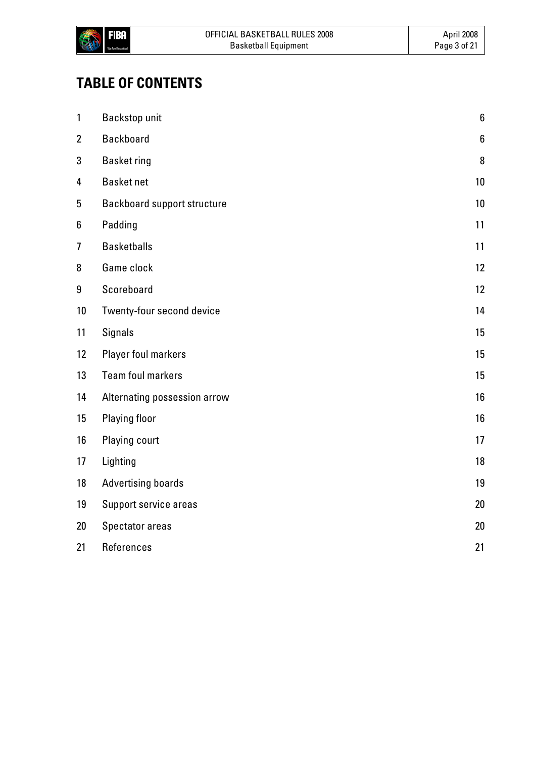# TABLE OF CONTENTS

| | | |
|---|---|---|
| 1 | Backstop unit | 6 |
| 2 | Backboard | 6 |
| 3 | Basket ring | 8 |
| 4 | Basket net | 10 |
| 5 | Backboard support structure | 10 |
| 6 | Padding | 11 |
| 7 | Basketballs | 11 |
| 8 | Game clock | 12 |
| 9 | Scoreboard | 12 |
| 10 | Twenty-four second device | 14 |
| 11 | Signals | 15 |
| 12 | Player foul markers | 15 |
| 13 | Team foul markers | 15 |
| 14 | Alternating possession arrow | 16 |
| 15 | Playing floor | 16 |
| 16 | Playing court | 17 |
| 17 | Lighting | 18 |
| 18 | Advertising boards | 19 |
| 19 | Support service areas | 20 |
| 20 | Spectator areas | 20 |
| 21 | References | 21 |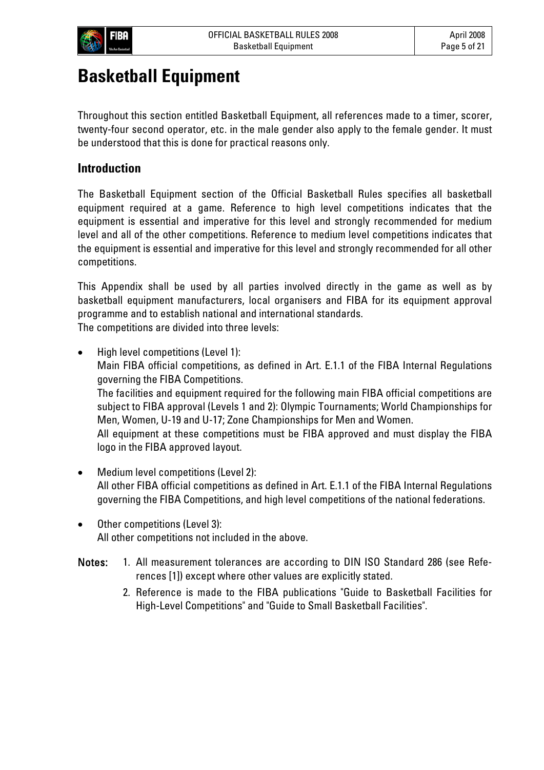# Basketball Equipment

Throughout this section entitled Basketball Equipment, all references made to a timer, scorer, twenty-four second operator, etc. in the male gender also apply to the female gender. It must be understood that this is done for practical reasons only.

## Introduction

The Basketball Equipment section of the Official Basketball Rules specifies all basketball equipment required at a game. Reference to high level competitions indicates that the equipment is essential and imperative for this level and strongly recommended for medium level and all of the other competitions. Reference to medium level competitions indicates that the equipment is essential and imperative for this level and strongly recommended for all other competitions.

This Appendix shall be used by all parties involved directly in the game as well as by basketball equipment manufacturers, local organisers and FIBA for its equipment approval programme and to establish national and international standards.
The competitions are divided into three levels:

- High level competitions (Level 1):
  Main FIBA official competitions, as defined in Art. E.1.1 of the FIBA Internal Regulations governing the FIBA Competitions.
  The facilities and equipment required for the following main FIBA official competitions are subject to FIBA approval (Levels 1 and 2): Olympic Tournaments; World Championships for Men, Women, U-19 and U-17; Zone Championships for Men and Women.
  All equipment at these competitions must be FIBA approved and must display the FIBA logo in the FIBA approved layout.

- Medium level competitions (Level 2):
  All other FIBA official competitions as defined in Art. E.1.1 of the FIBA Internal Regulations governing the FIBA Competitions, and high level competitions of the national federations.

- Other competitions (Level 3):
  All other competitions not included in the above.

**Notes:**
1. All measurement tolerances are according to DIN ISO Standard 286 (see References [1]) except where other values are explicitly stated.
2. Reference is made to the FIBA publications "Guide to Basketball Facilities for High-Level Competitions" and "Guide to Small Basketball Facilities".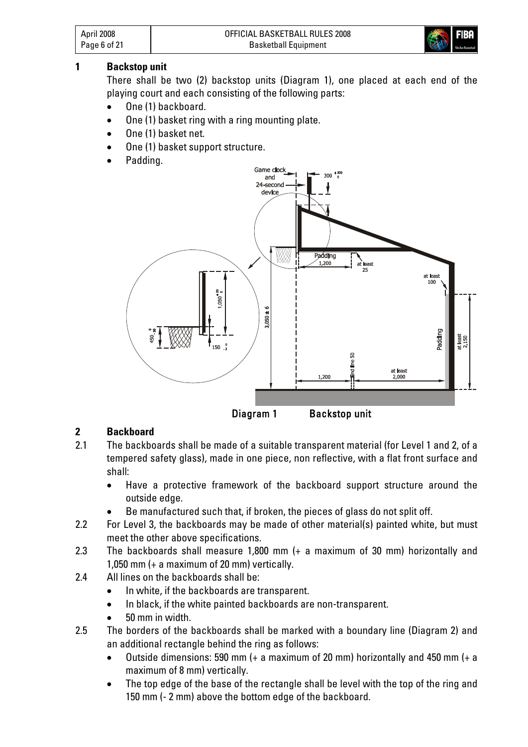## 1 Backstop unit

There shall be two (2) backstop units (Diagram 1), one placed at each end of the playing court and each consisting of the following parts:

- One (1) backboard.
- One (1) basket ring with a ring mounting plate.
- One (1) basket net.
- One (1) basket support structure.
- Padding.

Diagram 1 Backstop unit

## 2 Backboard

2.1 The backboards shall be made of a suitable transparent material (for Level 1 and 2, of a tempered safety glass), made in one piece, non reflective, with a flat front surface and shall:

- Have a protective framework of the backboard support structure around the outside edge.
- Be manufactured such that, if broken, the pieces of glass do not split off.

2.2 For Level 3, the backboards may be made of other material(s) painted white, but must meet the other above specifications.

2.3 The backboards shall measure 1,800 mm (+ a maximum of 30 mm) horizontally and 1,050 mm (+ a maximum of 20 mm) vertically.

2.4 All lines on the backboards shall be:

- In white, if the backboards are transparent.
- In black, if the white painted backboards are non-transparent.
- 50 mm in width.

2.5 The borders of the backboards shall be marked with a boundary line (Diagram 2) and an additional rectangle behind the ring as follows:

- Outside dimensions: 590 mm (+ a maximum of 20 mm) horizontally and 450 mm (+ a maximum of 8 mm) vertically.
- The top edge of the base of the rectangle shall be level with the top of the ring and 150 mm (- 2 mm) above the bottom edge of the backboard.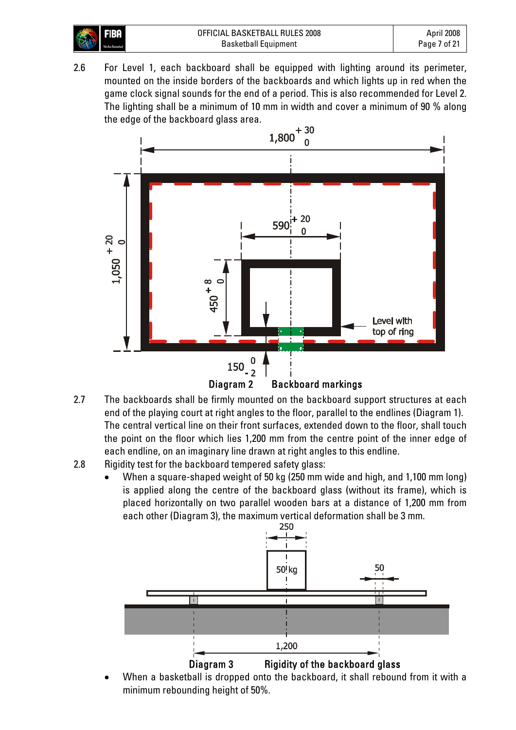2.6 For Level 1, each backboard shall be equipped with lighting around its perimeter, mounted on the inside borders of the backboards and which lights up in red when the game clock signal sounds for the end of a period. This is also recommended for Level 2. The lighting shall be a minimum of 10 mm in width and cover a minimum of 90 % along the edge of the backboard glass area.

Diagram 2 Backboard markings

2.7 The backboards shall be firmly mounted on the backboard support structures at each end of the playing court at right angles to the floor, parallel to the endlines (Diagram 1). The central vertical line on their front surfaces, extended down to the floor, shall touch the point on the floor which lies 1,200 mm from the centre point of the inner edge of each endline, on an imaginary line drawn at right angles to this endline.

2.8 Rigidity test for the backboard tempered safety glass:

- When a square-shaped weight of 50 kg (250 mm wide and high, and 1,100 mm long) is applied along the centre of the backboard glass (without its frame), which is placed horizontally on two parallel wooden bars at a distance of 1,200 mm from each other (Diagram 3), the maximum vertical deformation shall be 3 mm.

Diagram 3 Rigidity of the backboard glass

- When a basketball is dropped onto the backboard, it shall rebound from it with a minimum rebounding height of 50%.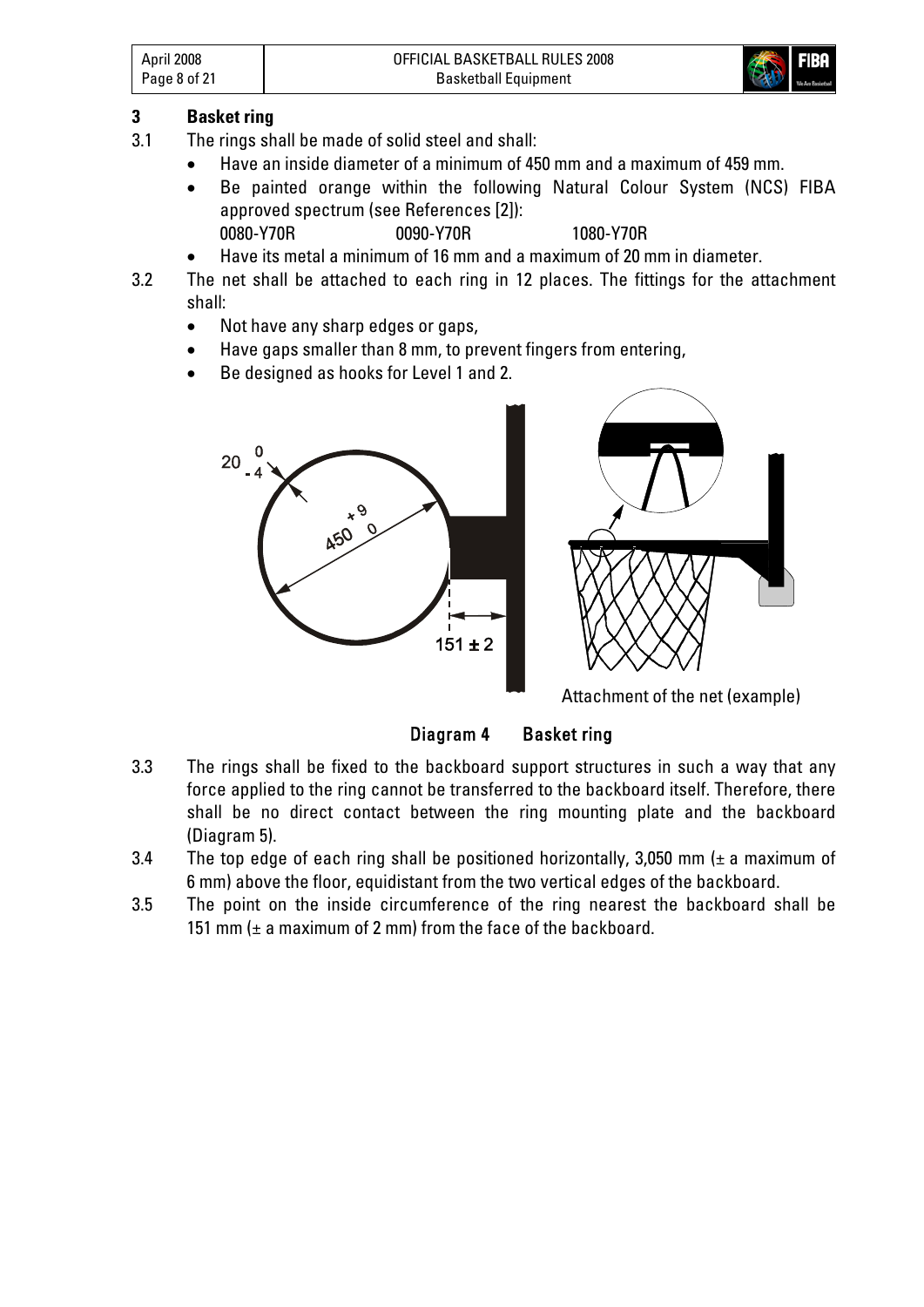## 3 Basket ring

3.1 The rings shall be made of solid steel and shall:

- Have an inside diameter of a minimum of 450 mm and a maximum of 459 mm.
- Be painted orange within the following Natural Colour System (NCS) FIBA approved spectrum (see References [2]):
  0080-Y70R  0090-Y70R  1080-Y70R
- Have its metal a minimum of 16 mm and a maximum of 20 mm in diameter.

3.2 The net shall be attached to each ring in 12 places. The fittings for the attachment shall:

- Not have any sharp edges or gaps,
- Have gaps smaller than 8 mm, to prevent fingers from entering,
- Be designed as hooks for Level 1 and 2.

Attachment of the net (example)

**Diagram 4  Basket ring**

3.3 The rings shall be fixed to the backboard support structures in such a way that any force applied to the ring cannot be transferred to the backboard itself. Therefore, there shall be no direct contact between the ring mounting plate and the backboard (Diagram 5).

3.4 The top edge of each ring shall be positioned horizontally, 3,050 mm (± a maximum of 6 mm) above the floor, equidistant from the two vertical edges of the backboard.

3.5 The point on the inside circumference of the ring nearest the backboard shall be 151 mm (± a maximum of 2 mm) from the face of the backboard.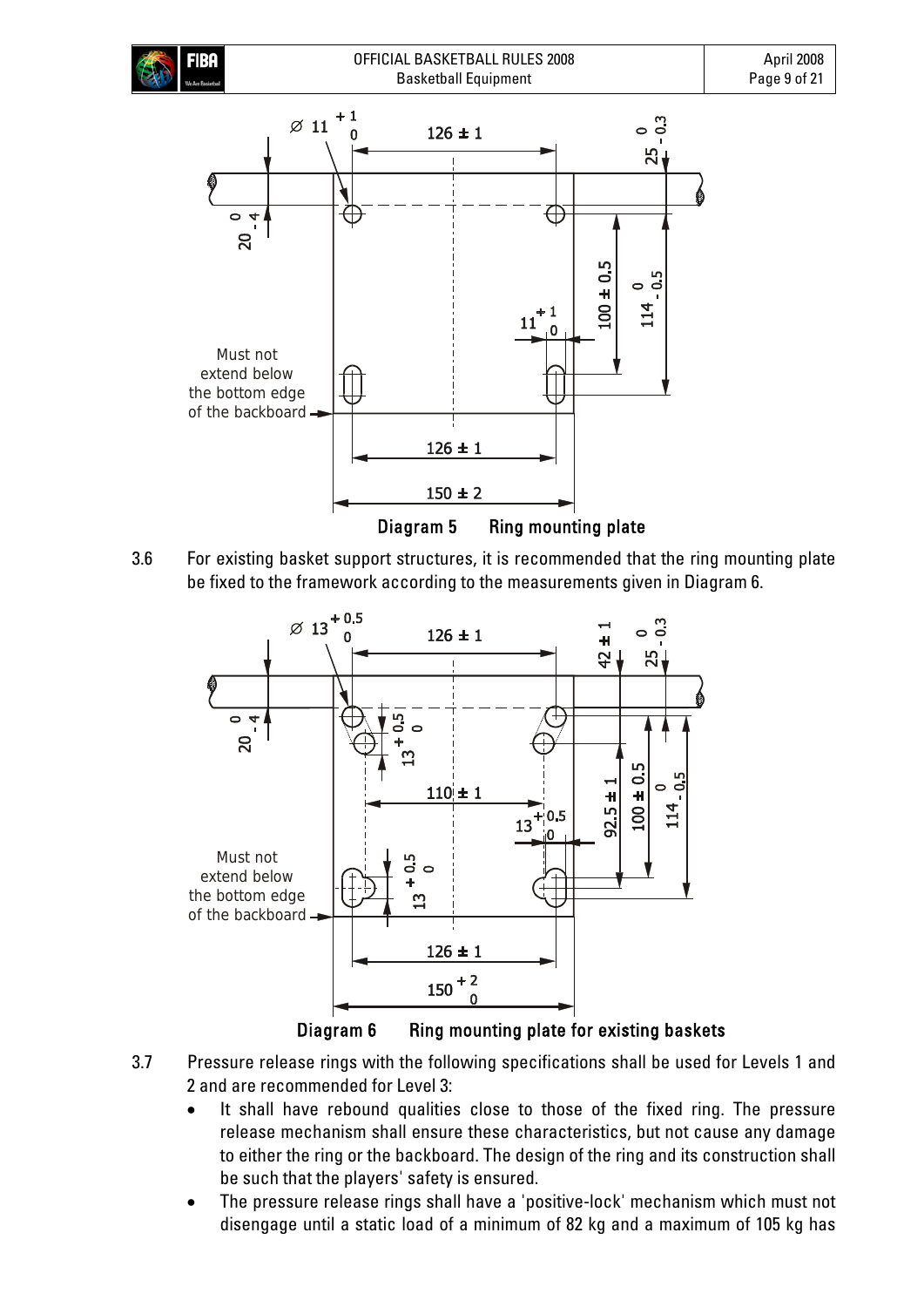Diagram 5 Ring mounting plate

3.6 For existing basket support structures, it is recommended that the ring mounting plate be fixed to the framework according to the measurements given in Diagram 6.

Diagram 6 Ring mounting plate for existing baskets

3.7 Pressure release rings with the following specifications shall be used for Levels 1 and 2 and are recommended for Level 3:

- It shall have rebound qualities close to those of the fixed ring. The pressure release mechanism shall ensure these characteristics, but not cause any damage to either the ring or the backboard. The design of the ring and its construction shall be such that the players' safety is ensured.
- The pressure release rings shall have a 'positive-lock' mechanism which must not disengage until a static load of a minimum of 82 kg and a maximum of 105 kg has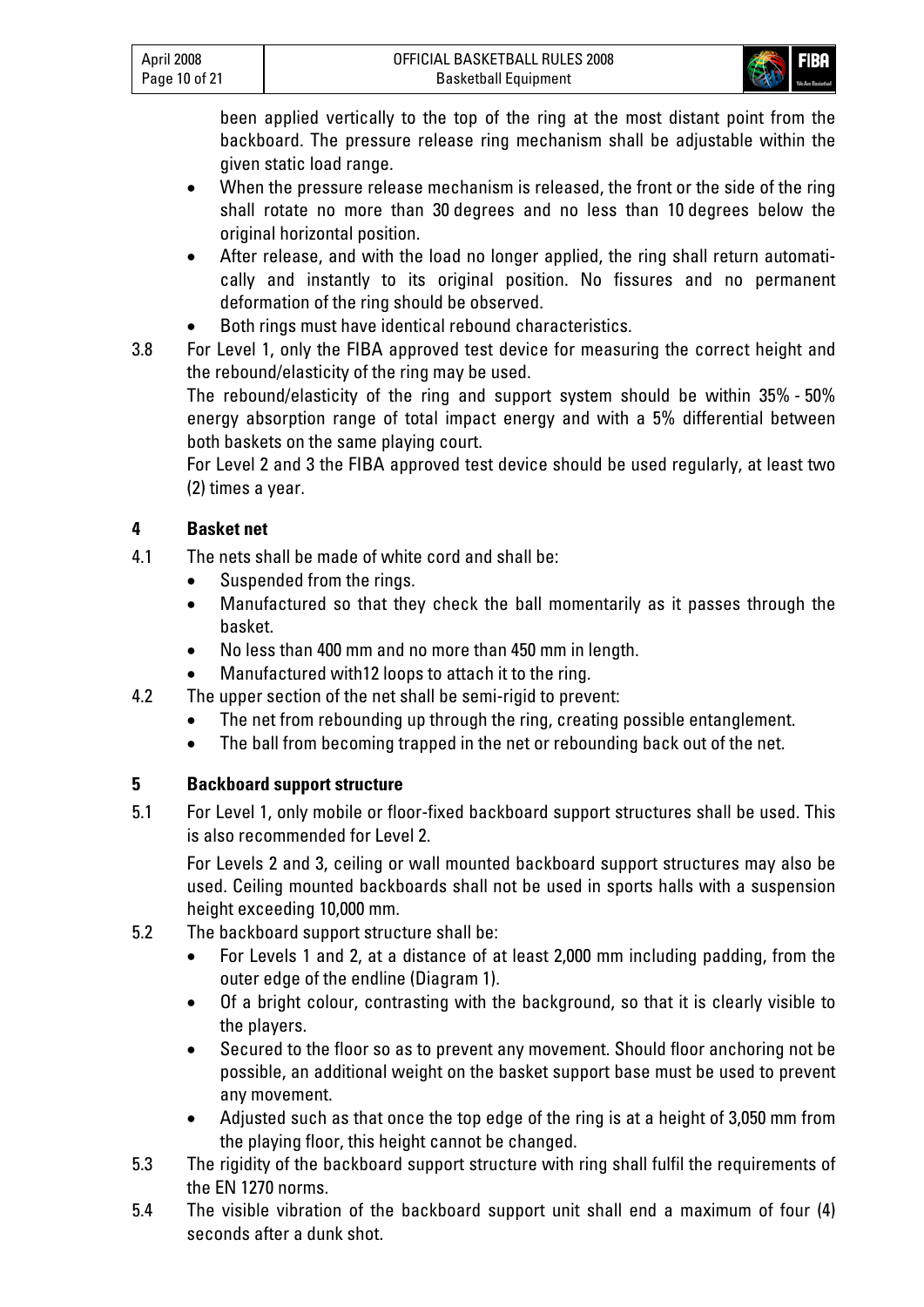been applied vertically to the top of the ring at the most distant point from the backboard. The pressure release ring mechanism shall be adjustable within the given static load range.

- When the pressure release mechanism is released, the front or the side of the ring shall rotate no more than 30 degrees and no less than 10 degrees below the original horizontal position.
- After release, and with the load no longer applied, the ring shall return automatically and instantly to its original position. No fissures and no permanent deformation of the ring should be observed.
- Both rings must have identical rebound characteristics.

3.8 For Level 1, only the FIBA approved test device for measuring the correct height and the rebound/elasticity of the ring may be used.

The rebound/elasticity of the ring and support system should be within 35% - 50% energy absorption range of total impact energy and with a 5% differential between both baskets on the same playing court.

For Level 2 and 3 the FIBA approved test device should be used regularly, at least two (2) times a year.

## 4 Basket net

4.1 The nets shall be made of white cord and shall be:

- Suspended from the rings.
- Manufactured so that they check the ball momentarily as it passes through the basket.
- No less than 400 mm and no more than 450 mm in length.
- Manufactured with12 loops to attach it to the ring.

4.2 The upper section of the net shall be semi-rigid to prevent:

- The net from rebounding up through the ring, creating possible entanglement.
- The ball from becoming trapped in the net or rebounding back out of the net.

## 5 Backboard support structure

5.1 For Level 1, only mobile or floor-fixed backboard support structures shall be used. This is also recommended for Level 2.

For Levels 2 and 3, ceiling or wall mounted backboard support structures may also be used. Ceiling mounted backboards shall not be used in sports halls with a suspension height exceeding 10,000 mm.

5.2 The backboard support structure shall be:

- For Levels 1 and 2, at a distance of at least 2,000 mm including padding, from the outer edge of the endline (Diagram 1).
- Of a bright colour, contrasting with the background, so that it is clearly visible to the players.
- Secured to the floor so as to prevent any movement. Should floor anchoring not be possible, an additional weight on the basket support base must be used to prevent any movement.
- Adjusted such as that once the top edge of the ring is at a height of 3,050 mm from the playing floor, this height cannot be changed.

5.3 The rigidity of the backboard support structure with ring shall fulfil the requirements of the EN 1270 norms.

5.4 The visible vibration of the backboard support unit shall end a maximum of four (4) seconds after a dunk shot.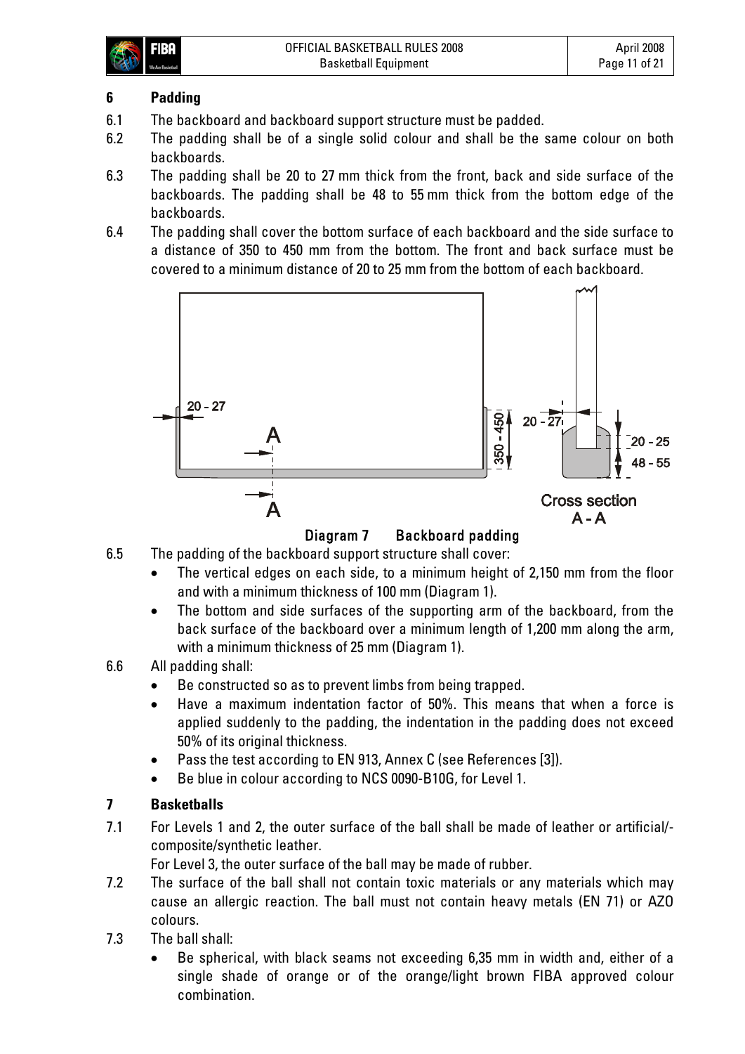## 6 Padding

6.1 The backboard and backboard support structure must be padded.

6.2 The padding shall be of a single solid colour and shall be the same colour on both backboards.

6.3 The padding shall be 20 to 27 mm thick from the front, back and side surface of the backboards. The padding shall be 48 to 55 mm thick from the bottom edge of the backboards.

6.4 The padding shall cover the bottom surface of each backboard and the side surface to a distance of 350 to 450 mm from the bottom. The front and back surface must be covered to a minimum distance of 20 to 25 mm from the bottom of each backboard.

Diagram 7 Backboard padding

6.5 The padding of the backboard support structure shall cover:

- The vertical edges on each side, to a minimum height of 2,150 mm from the floor and with a minimum thickness of 100 mm (Diagram 1).
- The bottom and side surfaces of the supporting arm of the backboard, from the back surface of the backboard over a minimum length of 1,200 mm along the arm, with a minimum thickness of 25 mm (Diagram 1).

6.6 All padding shall:

- Be constructed so as to prevent limbs from being trapped.
- Have a maximum indentation factor of 50%. This means that when a force is applied suddenly to the padding, the indentation in the padding does not exceed 50% of its original thickness.
- Pass the test according to EN 913, Annex C (see References [3]).
- Be blue in colour according to NCS 0090-B10G, for Level 1.

## 7 Basketballs

7.1 For Levels 1 and 2, the outer surface of the ball shall be made of leather or artificial/-composite/synthetic leather.

For Level 3, the outer surface of the ball may be made of rubber.

7.2 The surface of the ball shall not contain toxic materials or any materials which may cause an allergic reaction. The ball must not contain heavy metals (EN 71) or AZO colours.

7.3 The ball shall:

- Be spherical, with black seams not exceeding 6,35 mm in width and, either of a single shade of orange or of the orange/light brown FIBA approved colour combination.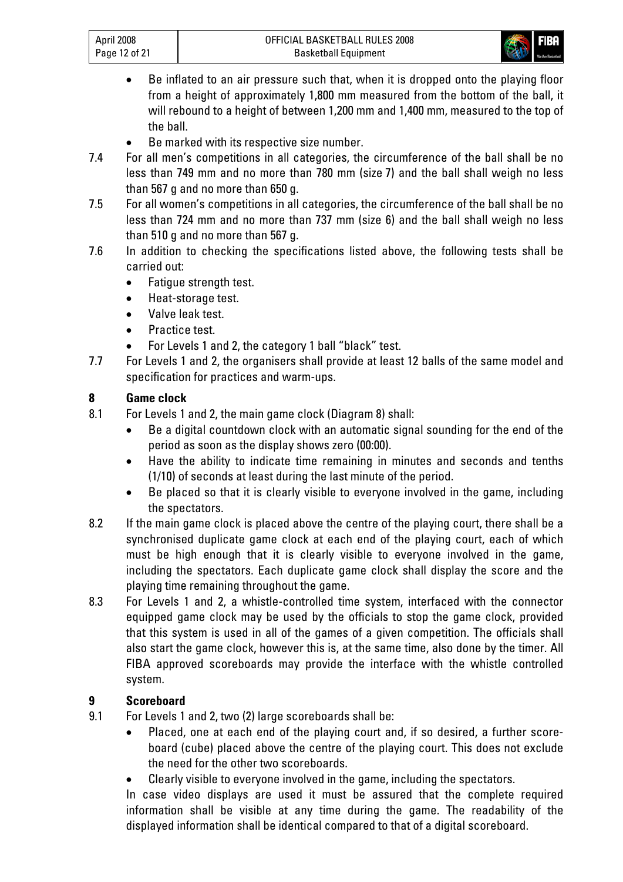- Be inflated to an air pressure such that, when it is dropped onto the playing floor from a height of approximately 1,800 mm measured from the bottom of the ball, it will rebound to a height of between 1,200 mm and 1,400 mm, measured to the top of the ball.
- Be marked with its respective size number.

7.4 For all men's competitions in all categories, the circumference of the ball shall be no less than 749 mm and no more than 780 mm (size 7) and the ball shall weigh no less than 567 g and no more than 650 g.

7.5 For all women's competitions in all categories, the circumference of the ball shall be no less than 724 mm and no more than 737 mm (size 6) and the ball shall weigh no less than 510 g and no more than 567 g.

7.6 In addition to checking the specifications listed above, the following tests shall be carried out:

- Fatigue strength test.
- Heat-storage test.
- Valve leak test.
- Practice test.
- For Levels 1 and 2, the category 1 ball "black" test.

7.7 For Levels 1 and 2, the organisers shall provide at least 12 balls of the same model and specification for practices and warm-ups.

## 8 Game clock

8.1 For Levels 1 and 2, the main game clock (Diagram 8) shall:

- Be a digital countdown clock with an automatic signal sounding for the end of the period as soon as the display shows zero (00:00).
- Have the ability to indicate time remaining in minutes and seconds and tenths (1/10) of seconds at least during the last minute of the period.
- Be placed so that it is clearly visible to everyone involved in the game, including the spectators.

8.2 If the main game clock is placed above the centre of the playing court, there shall be a synchronised duplicate game clock at each end of the playing court, each of which must be high enough that it is clearly visible to everyone involved in the game, including the spectators. Each duplicate game clock shall display the score and the playing time remaining throughout the game.

8.3 For Levels 1 and 2, a whistle-controlled time system, interfaced with the connector equipped game clock may be used by the officials to stop the game clock, provided that this system is used in all of the games of a given competition. The officials shall also start the game clock, however this is, at the same time, also done by the timer. All FIBA approved scoreboards may provide the interface with the whistle controlled system.

## 9 Scoreboard

9.1 For Levels 1 and 2, two (2) large scoreboards shall be:

- Placed, one at each end of the playing court and, if so desired, a further score-board (cube) placed above the centre of the playing court. This does not exclude the need for the other two scoreboards.
- Clearly visible to everyone involved in the game, including the spectators.

In case video displays are used it must be assured that the complete required information shall be visible at any time during the game. The readability of the displayed information shall be identical compared to that of a digital scoreboard.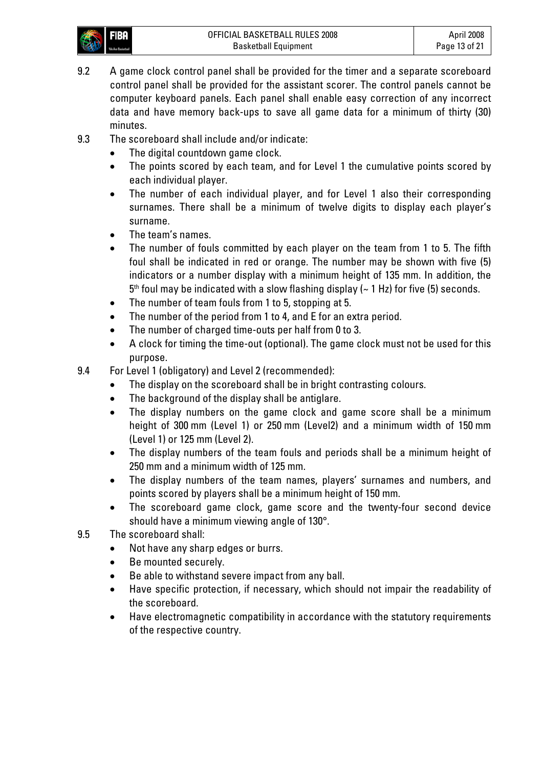9.2 A game clock control panel shall be provided for the timer and a separate scoreboard control panel shall be provided for the assistant scorer. The control panels cannot be computer keyboard panels. Each panel shall enable easy correction of any incorrect data and have memory back-ups to save all game data for a minimum of thirty (30) minutes.

9.3 The scoreboard shall include and/or indicate:

- The digital countdown game clock.
- The points scored by each team, and for Level 1 the cumulative points scored by each individual player.
- The number of each individual player, and for Level 1 also their corresponding surnames. There shall be a minimum of twelve digits to display each player's surname.
- The team's names.
- The number of fouls committed by each player on the team from 1 to 5. The fifth foul shall be indicated in red or orange. The number may be shown with five (5) indicators or a number display with a minimum height of 135 mm. In addition, the $5^{th}$ foul may be indicated with a slow flashing display (~ 1 Hz) for five (5) seconds.
- The number of team fouls from 1 to 5, stopping at 5.
- The number of the period from 1 to 4, and E for an extra period.
- The number of charged time-outs per half from 0 to 3.
- A clock for timing the time-out (optional). The game clock must not be used for this purpose.

9.4 For Level 1 (obligatory) and Level 2 (recommended):

- The display on the scoreboard shall be in bright contrasting colours.
- The background of the display shall be antiglare.
- The display numbers on the game clock and game score shall be a minimum height of 300 mm (Level 1) or 250 mm (Level2) and a minimum width of 150 mm (Level 1) or 125 mm (Level 2).
- The display numbers of the team fouls and periods shall be a minimum height of 250 mm and a minimum width of 125 mm.
- The display numbers of the team names, players' surnames and numbers, and points scored by players shall be a minimum height of 150 mm.
- The scoreboard game clock, game score and the twenty-four second device should have a minimum viewing angle of 130°.

9.5 The scoreboard shall:

- Not have any sharp edges or burrs.
- Be mounted securely.
- Be able to withstand severe impact from any ball.
- Have specific protection, if necessary, which should not impair the readability of the scoreboard.
- Have electromagnetic compatibility in accordance with the statutory requirements of the respective country.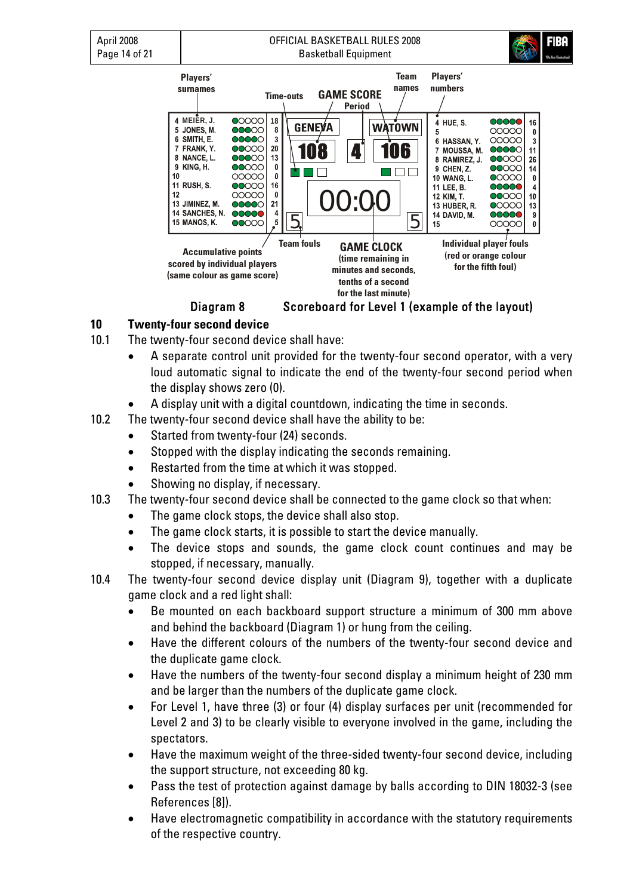Diagram 8 Scoreboard for Level 1 (example of the layout)

## 10 Twenty-four second device

10.1 The twenty-four second device shall have:

- A separate control unit provided for the twenty-four second operator, with a very loud automatic signal to indicate the end of the twenty-four second period when the display shows zero (0).
- A display unit with a digital countdown, indicating the time in seconds.

10.2 The twenty-four second device shall have the ability to be:

- Started from twenty-four (24) seconds.
- Stopped with the display indicating the seconds remaining.
- Restarted from the time at which it was stopped.
- Showing no display, if necessary.

10.3 The twenty-four second device shall be connected to the game clock so that when:

- The game clock stops, the device shall also stop.
- The game clock starts, it is possible to start the device manually.
- The device stops and sounds, the game clock count continues and may be stopped, if necessary, manually.

10.4 The twenty-four second device display unit (Diagram 9), together with a duplicate game clock and a red light shall:

- Be mounted on each backboard support structure a minimum of 300 mm above and behind the backboard (Diagram 1) or hung from the ceiling.
- Have the different colours of the numbers of the twenty-four second device and the duplicate game clock.
- Have the numbers of the twenty-four second display a minimum height of 230 mm and be larger than the numbers of the duplicate game clock.
- For Level 1, have three (3) or four (4) display surfaces per unit (recommended for Level 2 and 3) to be clearly visible to everyone involved in the game, including the spectators.
- Have the maximum weight of the three-sided twenty-four second device, including the support structure, not exceeding 80 kg.
- Pass the test of protection against damage by balls according to DIN 18032-3 (see References [8]).
- Have electromagnetic compatibility in accordance with the statutory requirements of the respective country.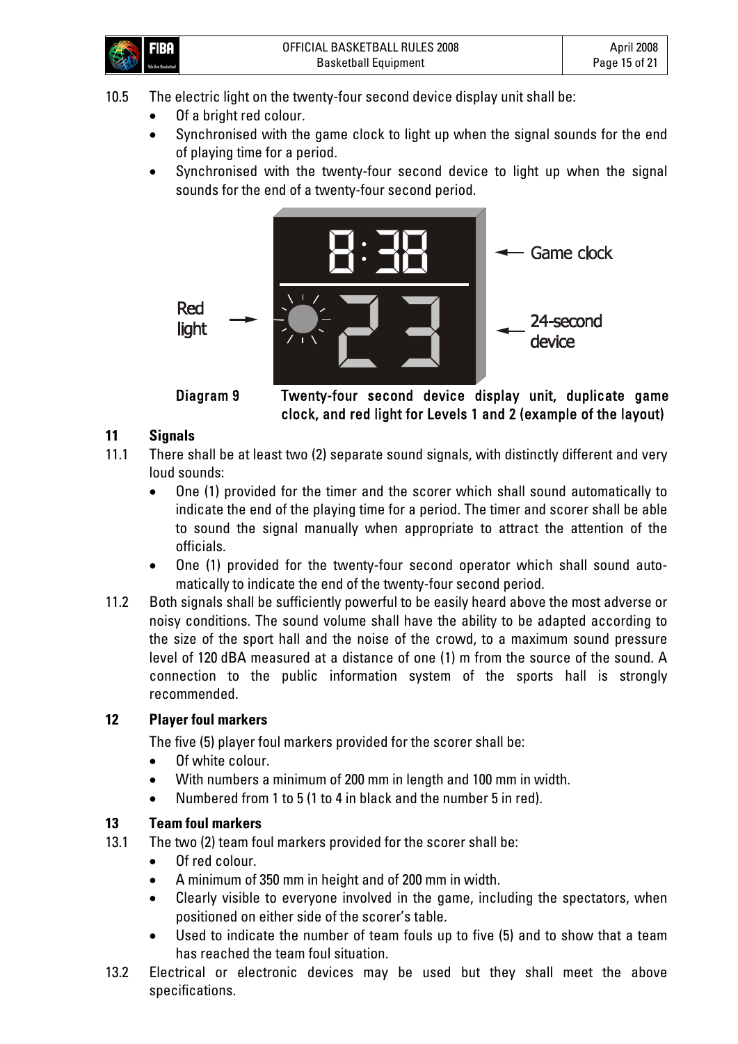10.5 The electric light on the twenty-four second device display unit shall be:

- Of a bright red colour.
- Synchronised with the game clock to light up when the signal sounds for the end of playing time for a period.
- Synchronised with the twenty-four second device to light up when the signal sounds for the end of a twenty-four second period.

**Diagram 9** Twenty-four second device display unit, duplicate game clock, and red light for Levels 1 and 2 (example of the layout)

## 11 Signals

11.1 There shall be at least two (2) separate sound signals, with distinctly different and very loud sounds:

- One (1) provided for the timer and the scorer which shall sound automatically to indicate the end of the playing time for a period. The timer and scorer shall be able to sound the signal manually when appropriate to attract the attention of the officials.
- One (1) provided for the twenty-four second operator which shall sound automatically to indicate the end of the twenty-four second period.

11.2 Both signals shall be sufficiently powerful to be easily heard above the most adverse or noisy conditions. The sound volume shall have the ability to be adapted according to the size of the sport hall and the noise of the crowd, to a maximum sound pressure level of 120 dBA measured at a distance of one (1) m from the source of the sound. A connection to the public information system of the sports hall is strongly recommended.

## 12 Player foul markers

The five (5) player foul markers provided for the scorer shall be:

- Of white colour.
- With numbers a minimum of 200 mm in length and 100 mm in width.
- Numbered from 1 to 5 (1 to 4 in black and the number 5 in red).

## 13 Team foul markers

13.1 The two (2) team foul markers provided for the scorer shall be:

- Of red colour.
- A minimum of 350 mm in height and of 200 mm in width.
- Clearly visible to everyone involved in the game, including the spectators, when positioned on either side of the scorer's table.
- Used to indicate the number of team fouls up to five (5) and to show that a team has reached the team foul situation.

13.2 Electrical or electronic devices may be used but they shall meet the above specifications.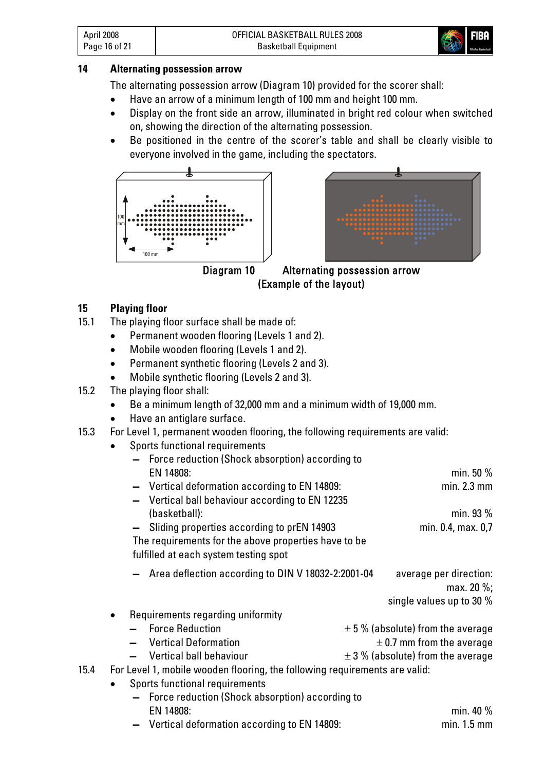## 14 Alternating possession arrow

The alternating possession arrow (Diagram 10) provided for the scorer shall:

- Have an arrow of a minimum length of 100 mm and height 100 mm.
- Display on the front side an arrow, illuminated in bright red colour when switched on, showing the direction of the alternating possession.
- Be positioned in the centre of the scorer's table and shall be clearly visible to everyone involved in the game, including the spectators.

Diagram 10 Alternating possession arrow
(Example of the layout)

## 15 Playing floor

15.1 The playing floor surface shall be made of:

- Permanent wooden flooring (Levels 1 and 2).
- Mobile wooden flooring (Levels 1 and 2).
- Permanent synthetic flooring (Levels 2 and 3).
- Mobile synthetic flooring (Levels 2 and 3).

15.2 The playing floor shall:

- Be a minimum length of 32,000 mm and a minimum width of 19,000 mm.
- Have an antiglare surface.

15.3 For Level 1, permanent wooden flooring, the following requirements are valid:

- Sports functional requirements
  - Force reduction (Shock absorption) according to EN 14808: min. 50 %
  - Vertical deformation according to EN 14809: min. 2.3 mm
  - Vertical ball behaviour according to EN 12235 (basketball): min. 93 %
  - Sliding properties according to prEN 14903 min. 0.4, max. 0,7

  The requirements for the above properties have to be fulfilled at each system testing spot

  - Area deflection according to DIN V 18032-2:2001-04 average per direction: max. 20 %; single values up to 30 %
- Requirements regarding uniformity
  - Force Reduction ± 5 % (absolute) from the average
  - Vertical Deformation ± 0.7 mm from the average
  - Vertical ball behaviour ± 3 % (absolute) from the average

15.4 For Level 1, mobile wooden flooring, the following requirements are valid:

- Sports functional requirements
  - Force reduction (Shock absorption) according to EN 14808: min. 40 %
  - Vertical deformation according to EN 14809: min. 1.5 mm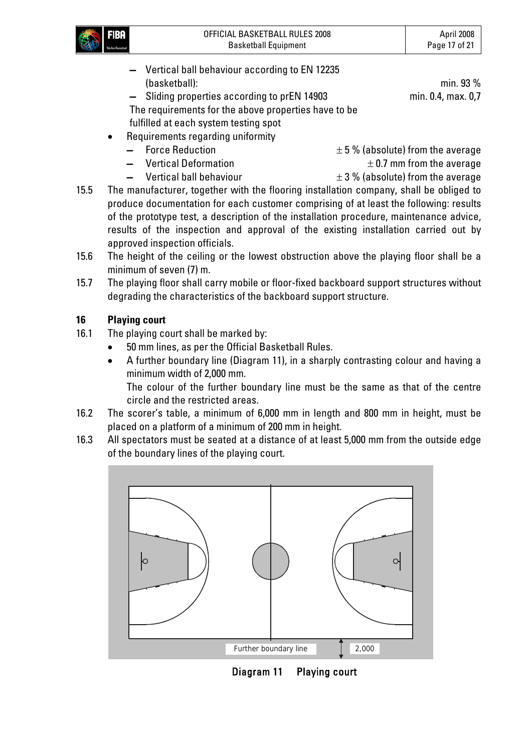– Vertical ball behaviour according to EN 12235 (basketball): min. 93 %

– Sliding properties according to prEN 14903 min. 0.4, max. 0,7

The requirements for the above properties have to be fulfilled at each system testing spot

- Requirements regarding uniformity
  - Force Reduction ± 5 % (absolute) from the average
  - Vertical Deformation ± 0.7 mm from the average
  - Vertical ball behaviour ± 3 % (absolute) from the average

15.5 The manufacturer, together with the flooring installation company, shall be obliged to produce documentation for each customer comprising of at least the following: results of the prototype test, a description of the installation procedure, maintenance advice, results of the inspection and approval of the existing installation carried out by approved inspection officials.

15.6 The height of the ceiling or the lowest obstruction above the playing floor shall be a minimum of seven (7) m.

15.7 The playing floor shall carry mobile or floor-fixed backboard support structures without degrading the characteristics of the backboard support structure.

## 16 Playing court

16.1 The playing court shall be marked by:

- 50 mm lines, as per the Official Basketball Rules.
- A further boundary line (Diagram 11), in a sharply contrasting colour and having a minimum width of 2,000 mm.

  The colour of the further boundary line must be the same as that of the centre circle and the restricted areas.

16.2 The scorer's table, a minimum of 6,000 mm in length and 800 mm in height, must be placed on a platform of a minimum of 200 mm in height.

16.3 All spectators must be seated at a distance of at least 5,000 mm from the outside edge of the boundary lines of the playing court.

Further boundary line 2,000

Diagram 11 Playing court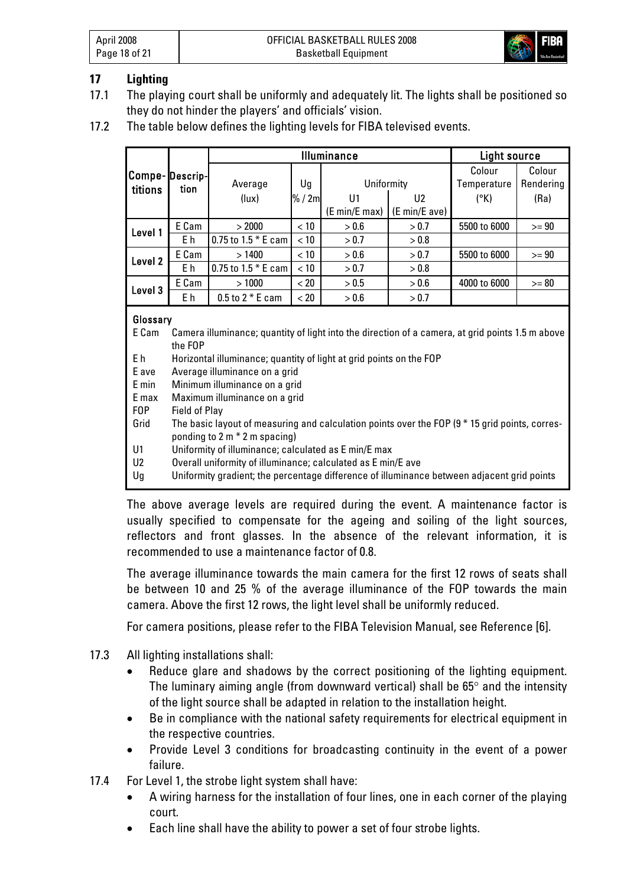## 17 Lighting

17.1 The playing court shall be uniformly and adequately lit. The lights shall be positioned so they do not hinder the players' and officials' vision.

17.2 The table below defines the lighting levels for FIBA televised events.

| Compe-titions | Descrip-tion | Illuminance | | | | Light source | |
|---|---|---|---|---|---|---|---|
| | | Average (lux) | Ug % / 2m | Uniformity | | Colour Temperature (°K) | Colour Rendering (Ra) |
| | | | | U1 (E min/E max) | U2 (E min/E ave) | | |
| Level 1 | E Cam | > 2000 | < 10 | > 0.6 | > 0.7 | 5500 to 6000 | >= 90 |
| | E h | 0.75 to 1.5 * E cam | < 10 | > 0.7 | > 0.8 | | |
| Level 2 | E Cam | > 1400 | < 10 | > 0.6 | > 0.7 | 5500 to 6000 | >= 90 |
| | E h | 0.75 to 1.5 * E cam | < 10 | > 0.7 | > 0.8 | | |
| Level 3 | E Cam | > 1000 | < 20 | > 0.5 | > 0.6 | 4000 to 6000 | >= 80 |
| | E h | 0.5 to 2 * E cam | < 20 | > 0.6 | > 0.7 | | |

**Glossary**

| | |
|---|---|
| E Cam | Camera illuminance; quantity of light into the direction of a camera, at grid points 1.5 m above the FOP |
| E h | Horizontal illuminance; quantity of light at grid points on the FOP |
| E ave | Average illuminance on a grid |
| E min | Minimum illuminance on a grid |
| E max | Maximum illuminance on a grid |
| FOP | Field of Play |
| Grid | The basic layout of measuring and calculation points over the FOP (9 * 15 grid points, corresponding to 2 m * 2 m spacing) |
| U1 | Uniformity of illuminance; calculated as E min/E max |
| U2 | Overall uniformity of illuminance; calculated as E min/E ave |
| Ug | Uniformity gradient; the percentage difference of illuminance between adjacent grid points |

The above average levels are required during the event. A maintenance factor is usually specified to compensate for the ageing and soiling of the light sources, reflectors and front glasses. In the absence of the relevant information, it is recommended to use a maintenance factor of 0.8.

The average illuminance towards the main camera for the first 12 rows of seats shall be between 10 and 25 % of the average illuminance of the FOP towards the main camera. Above the first 12 rows, the light level shall be uniformly reduced.

For camera positions, please refer to the FIBA Television Manual, see Reference [6].

17.3 All lighting installations shall:

- Reduce glare and shadows by the correct positioning of the lighting equipment. The luminary aiming angle (from downward vertical) shall be 65° and the intensity of the light source shall be adapted in relation to the installation height.
- Be in compliance with the national safety requirements for electrical equipment in the respective countries.
- Provide Level 3 conditions for broadcasting continuity in the event of a power failure.

17.4 For Level 1, the strobe light system shall have:

- A wiring harness for the installation of four lines, one in each corner of the playing court.
- Each line shall have the ability to power a set of four strobe lights.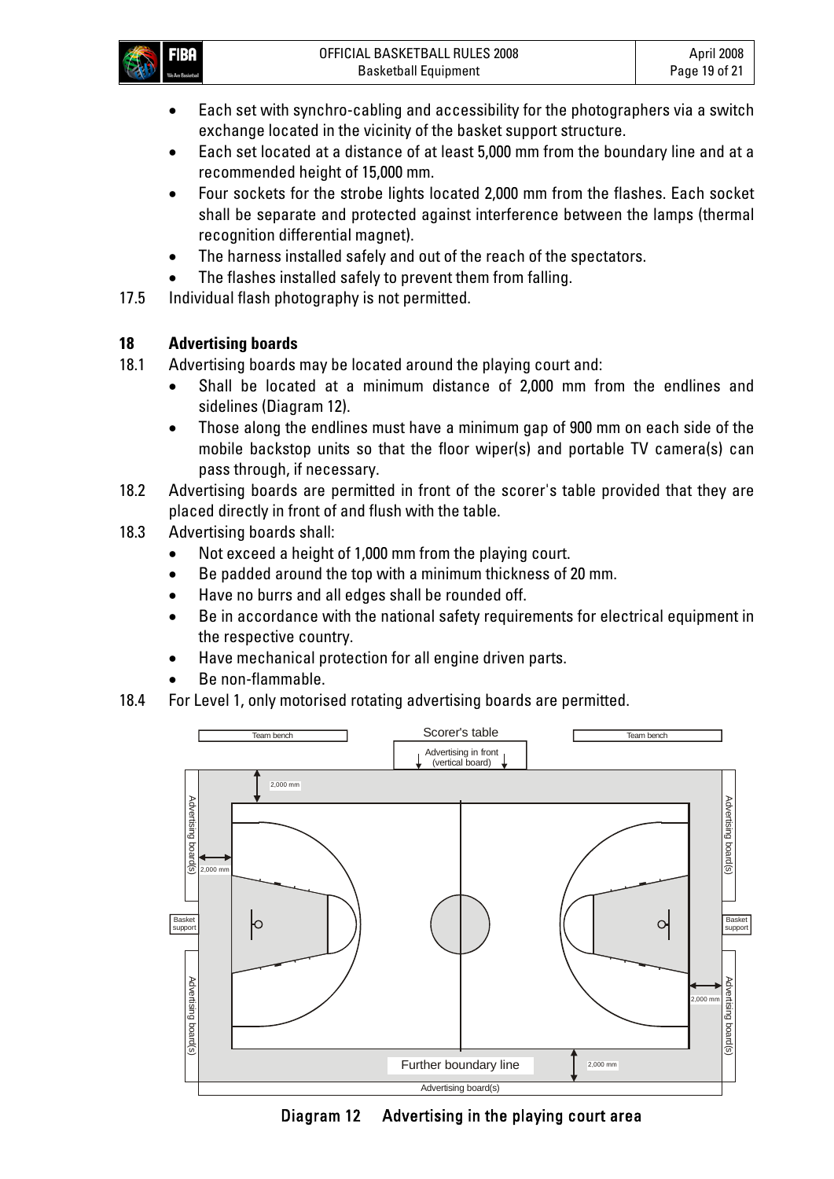- Each set with synchro-cabling and accessibility for the photographers via a switch exchange located in the vicinity of the basket support structure.
- Each set located at a distance of at least 5,000 mm from the boundary line and at a recommended height of 15,000 mm.
- Four sockets for the strobe lights located 2,000 mm from the flashes. Each socket shall be separate and protected against interference between the lamps (thermal recognition differential magnet).
- The harness installed safely and out of the reach of the spectators.
- The flashes installed safely to prevent them from falling.

17.5 Individual flash photography is not permitted.

## 18 Advertising boards

18.1 Advertising boards may be located around the playing court and:

- Shall be located at a minimum distance of 2,000 mm from the endlines and sidelines (Diagram 12).
- Those along the endlines must have a minimum gap of 900 mm on each side of the mobile backstop units so that the floor wiper(s) and portable TV camera(s) can pass through, if necessary.

18.2 Advertising boards are permitted in front of the scorer's table provided that they are placed directly in front of and flush with the table.

18.3 Advertising boards shall:

- Not exceed a height of 1,000 mm from the playing court.
- Be padded around the top with a minimum thickness of 20 mm.
- Have no burrs and all edges shall be rounded off.
- Be in accordance with the national safety requirements for electrical equipment in the respective country.
- Have mechanical protection for all engine driven parts.
- Be non-flammable.

18.4 For Level 1, only motorised rotating advertising boards are permitted.

Team bench | Scorer's table | Team bench | Advertising in front (vertical board) | 2,000 mm | Advertising board(s) | Basket support | Further boundary line | Advertising board(s)

Diagram 12 Advertising in the playing court area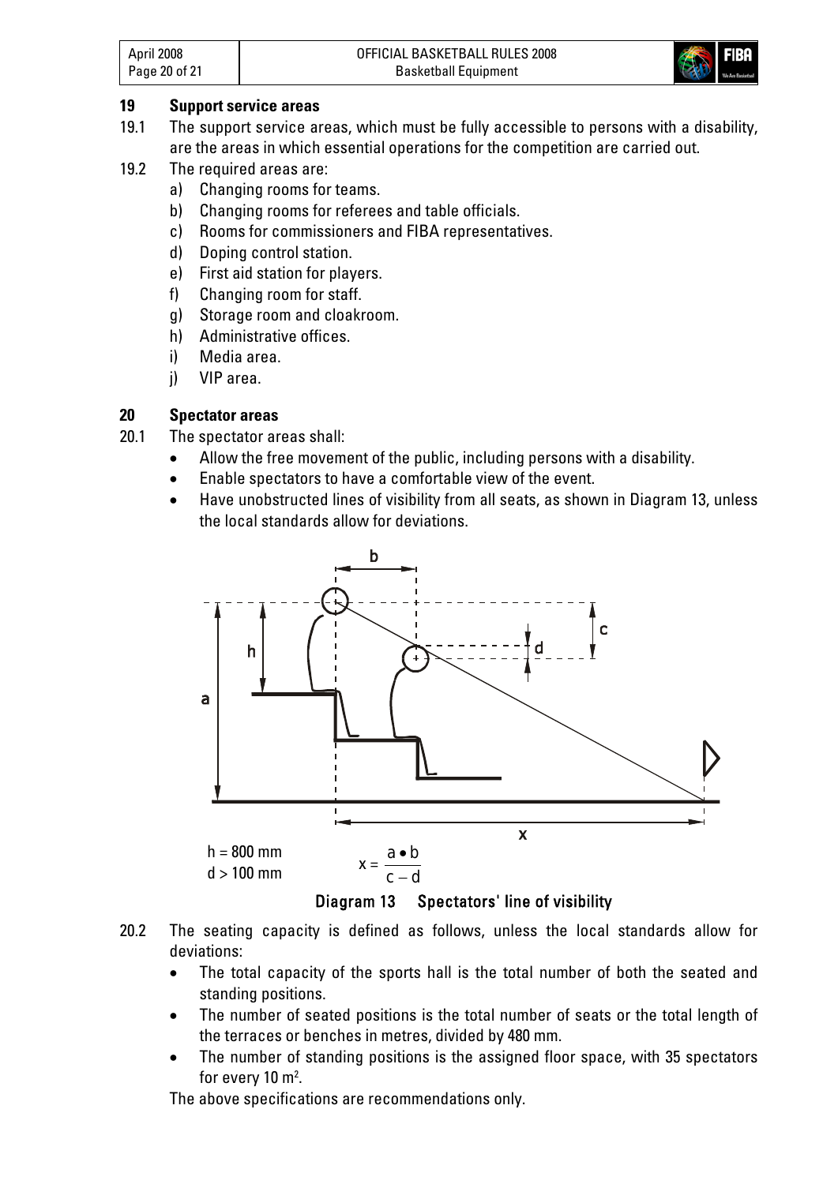## 19 Support service areas

19.1 The support service areas, which must be fully accessible to persons with a disability, are the areas in which essential operations for the competition are carried out.

19.2 The required areas are:

a) Changing rooms for teams.
b) Changing rooms for referees and table officials.
c) Rooms for commissioners and FIBA representatives.
d) Doping control station.
e) First aid station for players.
f) Changing room for staff.
g) Storage room and cloakroom.
h) Administrative offices.
i) Media area.
j) VIP area.

## 20 Spectator areas

20.1 The spectator areas shall:

- Allow the free movement of the public, including persons with a disability.
- Enable spectators to have a comfortable view of the event.
- Have unobstructed lines of visibility from all seats, as shown in Diagram 13, unless the local standards allow for deviations.

h = 800 mm
d > 100 mm

$$x = \frac{a \bullet b}{c - d}$$

Diagram 13 Spectators' line of visibility

20.2 The seating capacity is defined as follows, unless the local standards allow for deviations:

- The total capacity of the sports hall is the total number of both the seated and standing positions.
- The number of seated positions is the total number of seats or the total length of the terraces or benches in metres, divided by 480 mm.
- The number of standing positions is the assigned floor space, with 35 spectators for every 10 $m^2$.

The above specifications are recommendations only.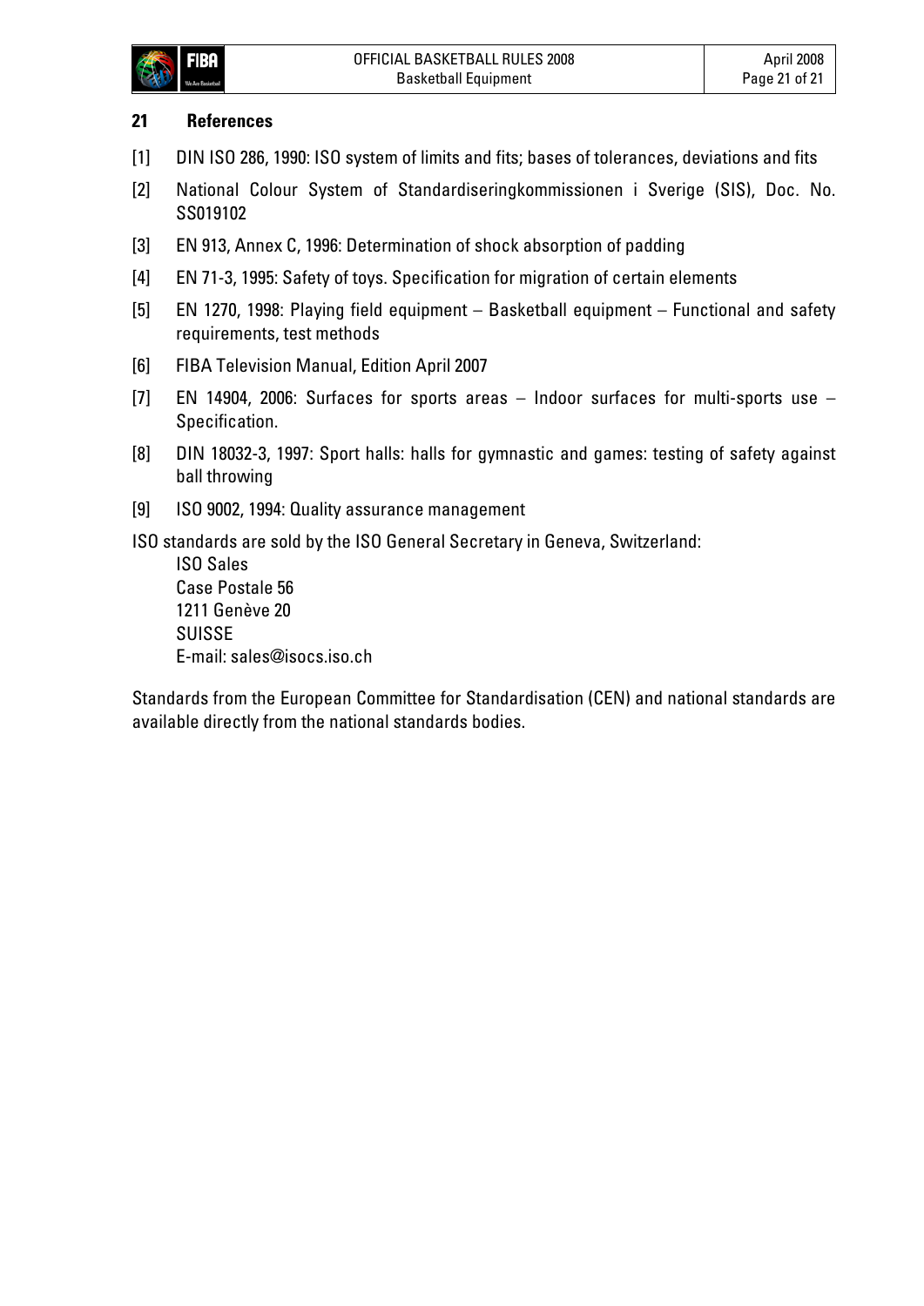## 21 References

[1] DIN ISO 286, 1990: ISO system of limits and fits; bases of tolerances, deviations and fits

[2] National Colour System of Standardiseringkommissionen i Sverige (SIS), Doc. No. SS019102

[3] EN 913, Annex C, 1996: Determination of shock absorption of padding

[4] EN 71-3, 1995: Safety of toys. Specification for migration of certain elements

[5] EN 1270, 1998: Playing field equipment – Basketball equipment – Functional and safety requirements, test methods

[6] FIBA Television Manual, Edition April 2007

[7] EN 14904, 2006: Surfaces for sports areas – Indoor surfaces for multi-sports use – Specification.

[8] DIN 18032-3, 1997: Sport halls: halls for gymnastic and games: testing of safety against ball throwing

[9] ISO 9002, 1994: Quality assurance management

ISO standards are sold by the ISO General Secretary in Geneva, Switzerland:

ISO Sales
Case Postale 56
1211 Genève 20
SUISSE
E-mail: sales@isocs.iso.ch

Standards from the European Committee for Standardisation (CEN) and national standards are available directly from the national standards bodies.